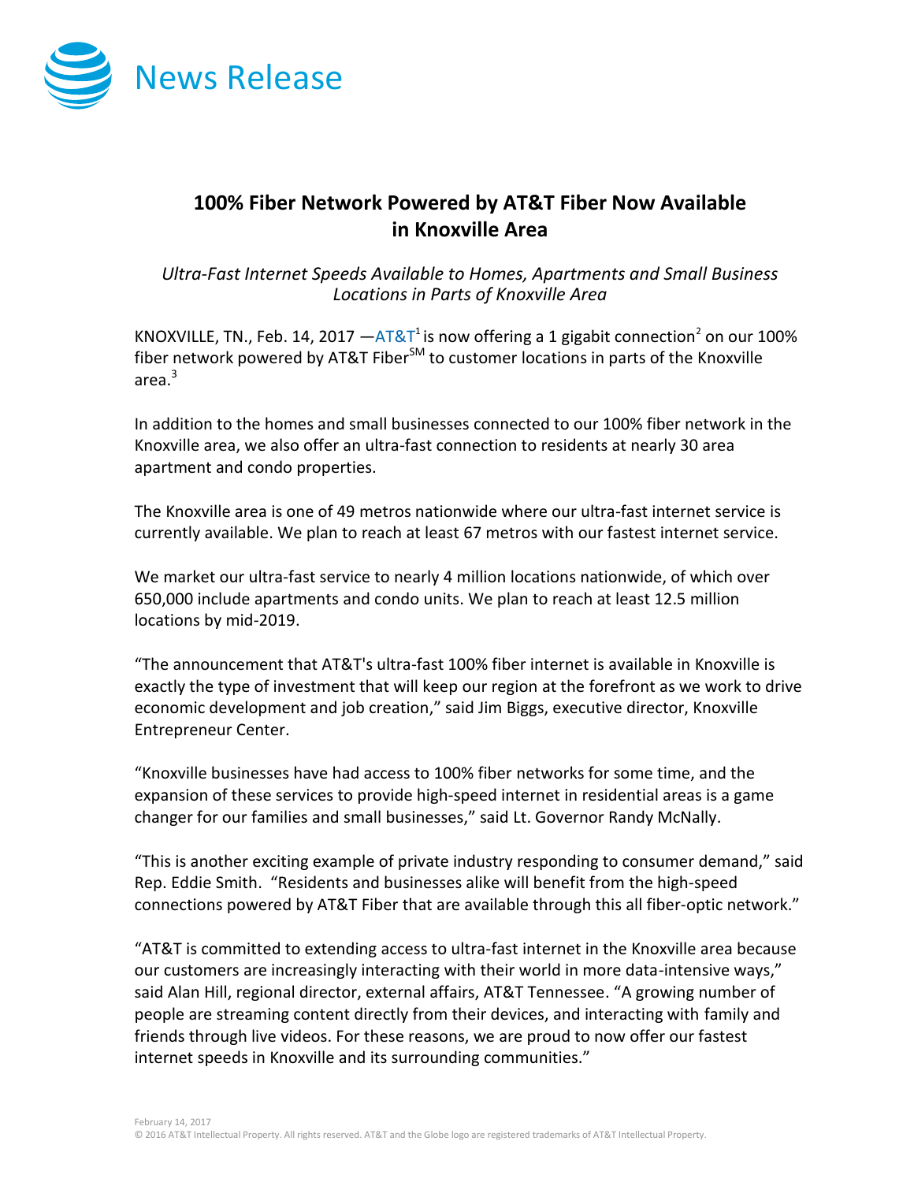News Release

# 100% Fiber Network Powered by AT&T Fiber Now Available in Knoxville Area

*Ultra-Fast Internet Speeds Available to Homes, Apartments and Small Business Locations in Parts of Knoxville Area*

KNOXVILLE, TN., Feb. 14, 2017 —AT&T[1] is now offering a 1 gigabit connection[2] on our 100% fiber network powered by AT&T Fiber[SM] to customer locations in parts of the Knoxville area.[3]

In addition to the homes and small businesses connected to our 100% fiber network in the Knoxville area, we also offer an ultra-fast connection to residents at nearly 30 area apartment and condo properties.

The Knoxville area is one of 49 metros nationwide where our ultra-fast internet service is currently available. We plan to reach at least 67 metros with our fastest internet service.

We market our ultra-fast service to nearly 4 million locations nationwide, of which over 650,000 include apartments and condo units. We plan to reach at least 12.5 million locations by mid-2019.

"The announcement that AT&T's ultra-fast 100% fiber internet is available in Knoxville is exactly the type of investment that will keep our region at the forefront as we work to drive economic development and job creation," said Jim Biggs, executive director, Knoxville Entrepreneur Center.

"Knoxville businesses have had access to 100% fiber networks for some time, and the expansion of these services to provide high-speed internet in residential areas is a game changer for our families and small businesses," said Lt. Governor Randy McNally.

"This is another exciting example of private industry responding to consumer demand," said Rep. Eddie Smith. "Residents and businesses alike will benefit from the high-speed connections powered by AT&T Fiber that are available through this all fiber-optic network."

"AT&T is committed to extending access to ultra-fast internet in the Knoxville area because our customers are increasingly interacting with their world in more data-intensive ways," said Alan Hill, regional director, external affairs, AT&T Tennessee. "A growing number of people are streaming content directly from their devices, and interacting with family and friends through live videos. For these reasons, we are proud to now offer our fastest internet speeds in Knoxville and its surrounding communities."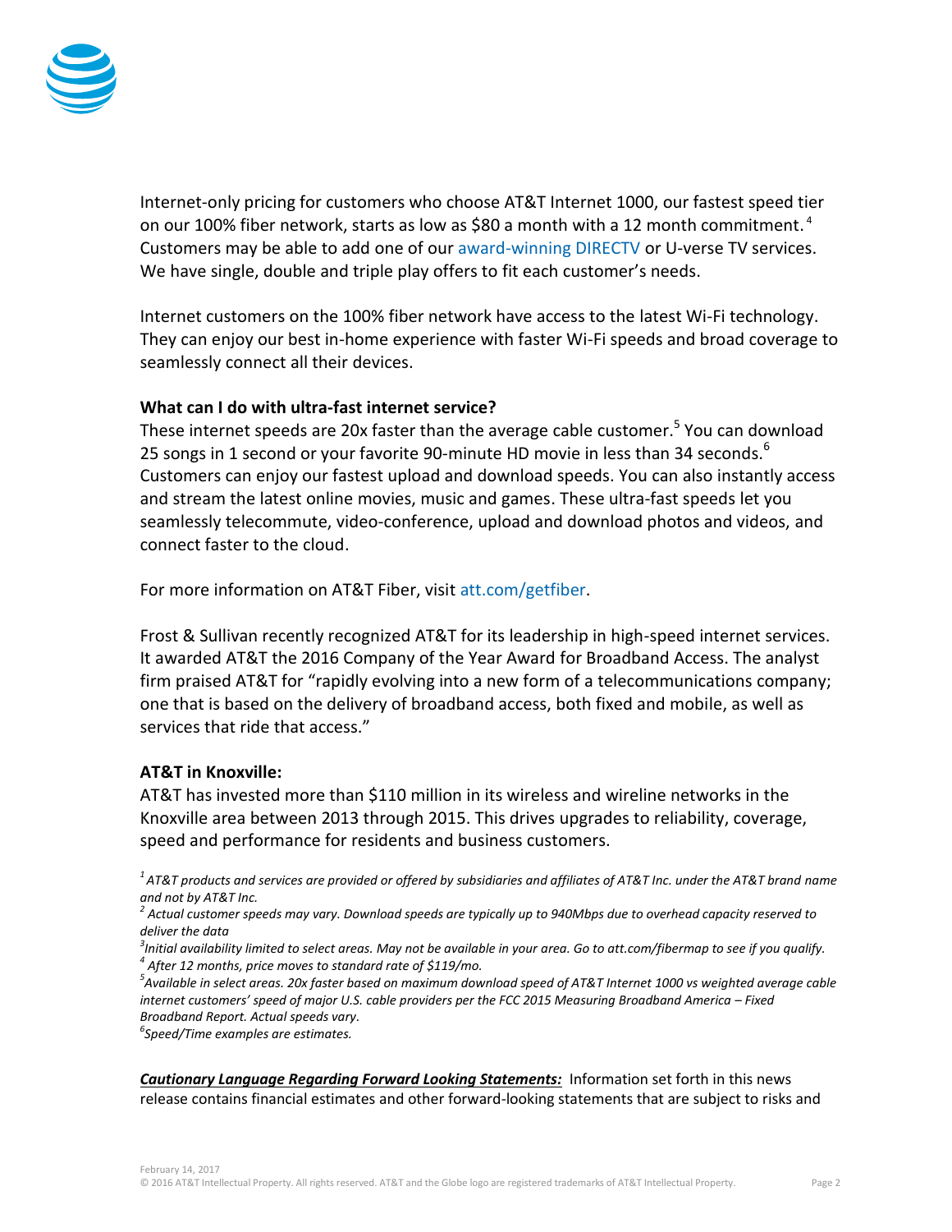Internet-only pricing for customers who choose AT&T Internet 1000, our fastest speed tier on our 100% fiber network, starts as low as $80 a month with a 12 month commitment.[4] Customers may be able to add one of our award-winning DIRECTV or U-verse TV services. We have single, double and triple play offers to fit each customer's needs.

Internet customers on the 100% fiber network have access to the latest Wi-Fi technology. They can enjoy our best in-home experience with faster Wi-Fi speeds and broad coverage to seamlessly connect all their devices.

**What can I do with ultra-fast internet service?**

These internet speeds are 20x faster than the average cable customer.[5] You can download 25 songs in 1 second or your favorite 90-minute HD movie in less than 34 seconds.[6] Customers can enjoy our fastest upload and download speeds. You can also instantly access and stream the latest online movies, music and games. These ultra-fast speeds let you seamlessly telecommute, video-conference, upload and download photos and videos, and connect faster to the cloud.

For more information on AT&T Fiber, visit att.com/getfiber.

Frost & Sullivan recently recognized AT&T for its leadership in high-speed internet services. It awarded AT&T the 2016 Company of the Year Award for Broadband Access. The analyst firm praised AT&T for "rapidly evolving into a new form of a telecommunications company; one that is based on the delivery of broadband access, both fixed and mobile, as well as services that ride that access."

**AT&T in Knoxville:**

AT&T has invested more than $110 million in its wireless and wireline networks in the Knoxville area between 2013 through 2015. This drives upgrades to reliability, coverage, speed and performance for residents and business customers.

*[1] AT&T products and services are provided or offered by subsidiaries and affiliates of AT&T Inc. under the AT&T brand name and not by AT&T Inc.*
*[2] Actual customer speeds may vary. Download speeds are typically up to 940Mbps due to overhead capacity reserved to deliver the data*
*[3] Initial availability limited to select areas. May not be available in your area. Go to att.com/fibermap to see if you qualify.*
*[4] After 12 months, price moves to standard rate of $119/mo.*
*[5] Available in select areas. 20x faster based on maximum download speed of AT&T Internet 1000 vs weighted average cable internet customers' speed of major U.S. cable providers per the FCC 2015 Measuring Broadband America – Fixed Broadband Report. Actual speeds vary.*
*[6] Speed/Time examples are estimates.*

***Cautionary Language Regarding Forward Looking Statements:*** Information set forth in this news release contains financial estimates and other forward-looking statements that are subject to risks and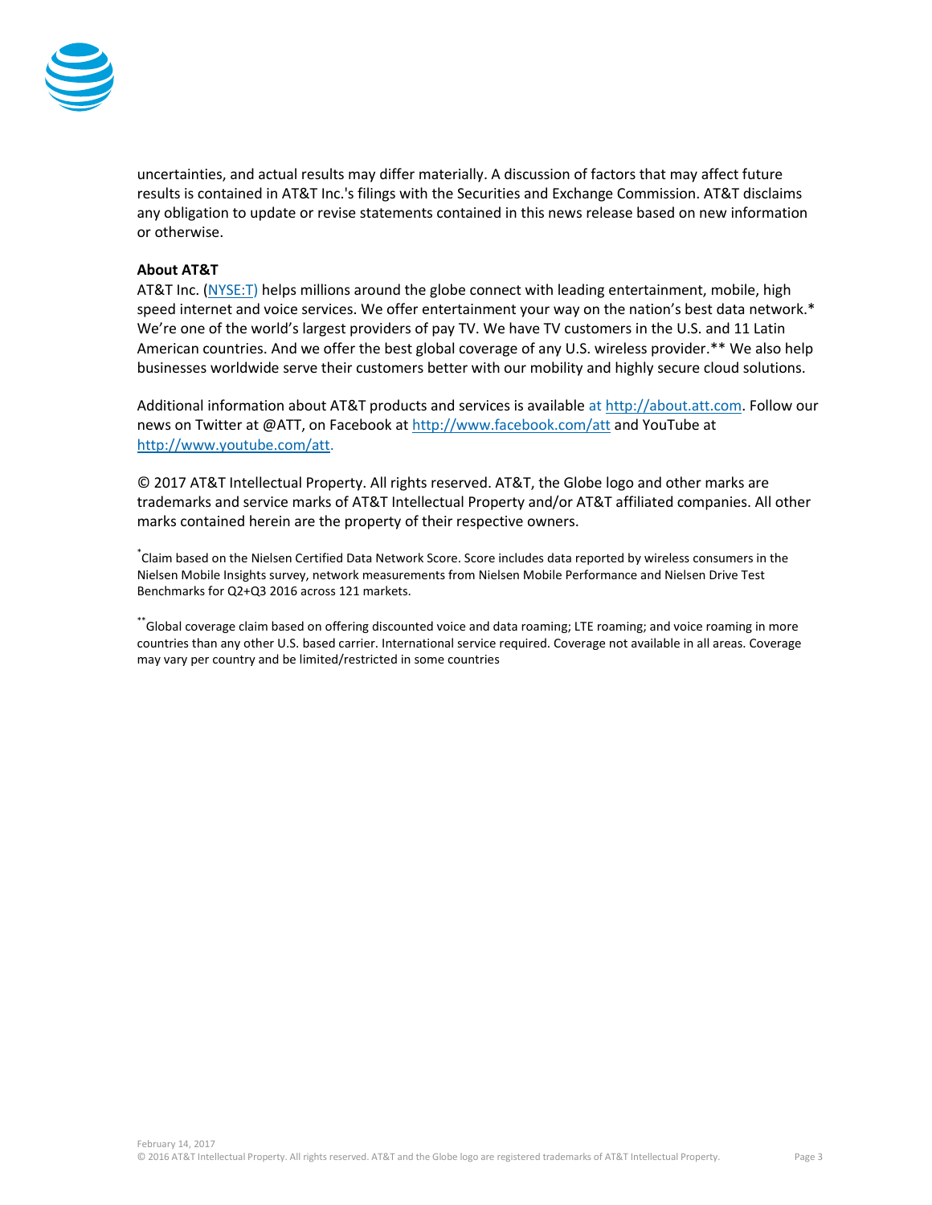uncertainties, and actual results may differ materially. A discussion of factors that may affect future results is contained in AT&T Inc.'s filings with the Securities and Exchange Commission. AT&T disclaims any obligation to update or revise statements contained in this news release based on new information or otherwise.

**About AT&T**

AT&T Inc. (NYSE:T) helps millions around the globe connect with leading entertainment, mobile, high speed internet and voice services. We offer entertainment your way on the nation's best data network.* We're one of the world's largest providers of pay TV. We have TV customers in the U.S. and 11 Latin American countries. And we offer the best global coverage of any U.S. wireless provider.** We also help businesses worldwide serve their customers better with our mobility and highly secure cloud solutions.

Additional information about AT&T products and services is available at http://about.att.com. Follow our news on Twitter at @ATT, on Facebook at http://www.facebook.com/att and YouTube at http://www.youtube.com/att.

© 2017 AT&T Intellectual Property. All rights reserved. AT&T, the Globe logo and other marks are trademarks and service marks of AT&T Intellectual Property and/or AT&T affiliated companies. All other marks contained herein are the property of their respective owners.

*Claim based on the Nielsen Certified Data Network Score. Score includes data reported by wireless consumers in the Nielsen Mobile Insights survey, network measurements from Nielsen Mobile Performance and Nielsen Drive Test Benchmarks for Q2+Q3 2016 across 121 markets.

**Global coverage claim based on offering discounted voice and data roaming; LTE roaming; and voice roaming in more countries than any other U.S. based carrier. International service required. Coverage not available in all areas. Coverage may vary per country and be limited/restricted in some countries